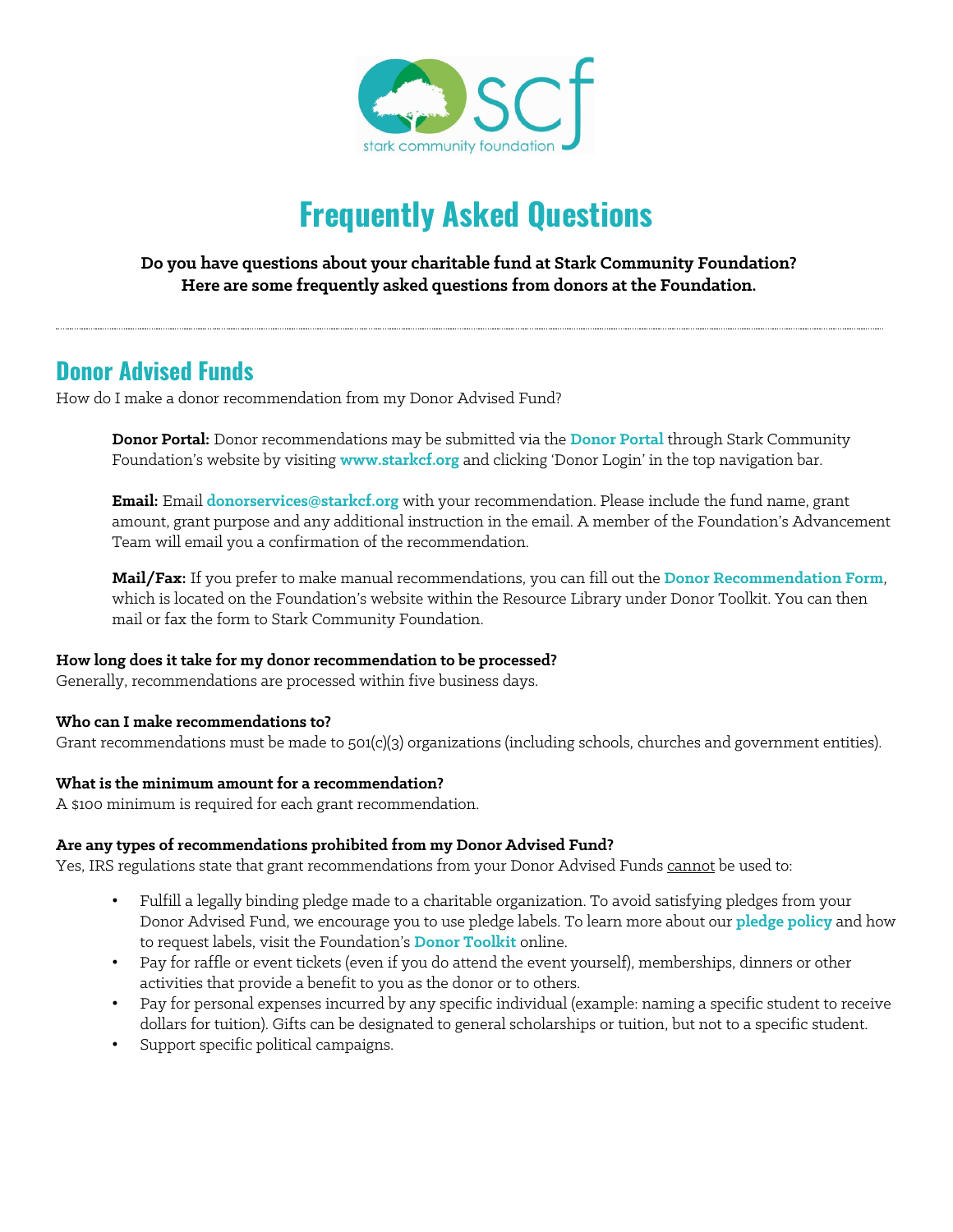# Frequently Asked Questions

**Do you have questions about your charitable fund at Stark Community Foundation?**
**Here are some frequently asked questions from donors at the Foundation.**

## Donor Advised Funds

How do I make a donor recommendation from my Donor Advised Fund?

> **Donor Portal:** Donor recommendations may be submitted via the **Donor Portal** through Stark Community Foundation's website by visiting **www.starkcf.org** and clicking 'Donor Login' in the top navigation bar.
>
> **Email:** Email **donorservices@starkcf.org** with your recommendation. Please include the fund name, grant amount, grant purpose and any additional instruction in the email. A member of the Foundation's Advancement Team will email you a confirmation of the recommendation.
>
> **Mail/Fax:** If you prefer to make manual recommendations, you can fill out the **Donor Recommendation Form**, which is located on the Foundation's website within the Resource Library under Donor Toolkit. You can then mail or fax the form to Stark Community Foundation.

**How long does it take for my donor recommendation to be processed?**
Generally, recommendations are processed within five business days.

**Who can I make recommendations to?**
Grant recommendations must be made to 501(c)(3) organizations (including schools, churches and government entities).

**What is the minimum amount for a recommendation?**
A $100 minimum is required for each grant recommendation.

**Are any types of recommendations prohibited from my Donor Advised Fund?**
Yes, IRS regulations state that grant recommendations from your Donor Advised Funds cannot be used to:

- Fulfill a legally binding pledge made to a charitable organization. To avoid satisfying pledges from your Donor Advised Fund, we encourage you to use pledge labels. To learn more about our **pledge policy** and how to request labels, visit the Foundation's **Donor Toolkit** online.
- Pay for raffle or event tickets (even if you do attend the event yourself), memberships, dinners or other activities that provide a benefit to you as the donor or to others.
- Pay for personal expenses incurred by any specific individual (example: naming a specific student to receive dollars for tuition). Gifts can be designated to general scholarships or tuition, but not to a specific student.
- Support specific political campaigns.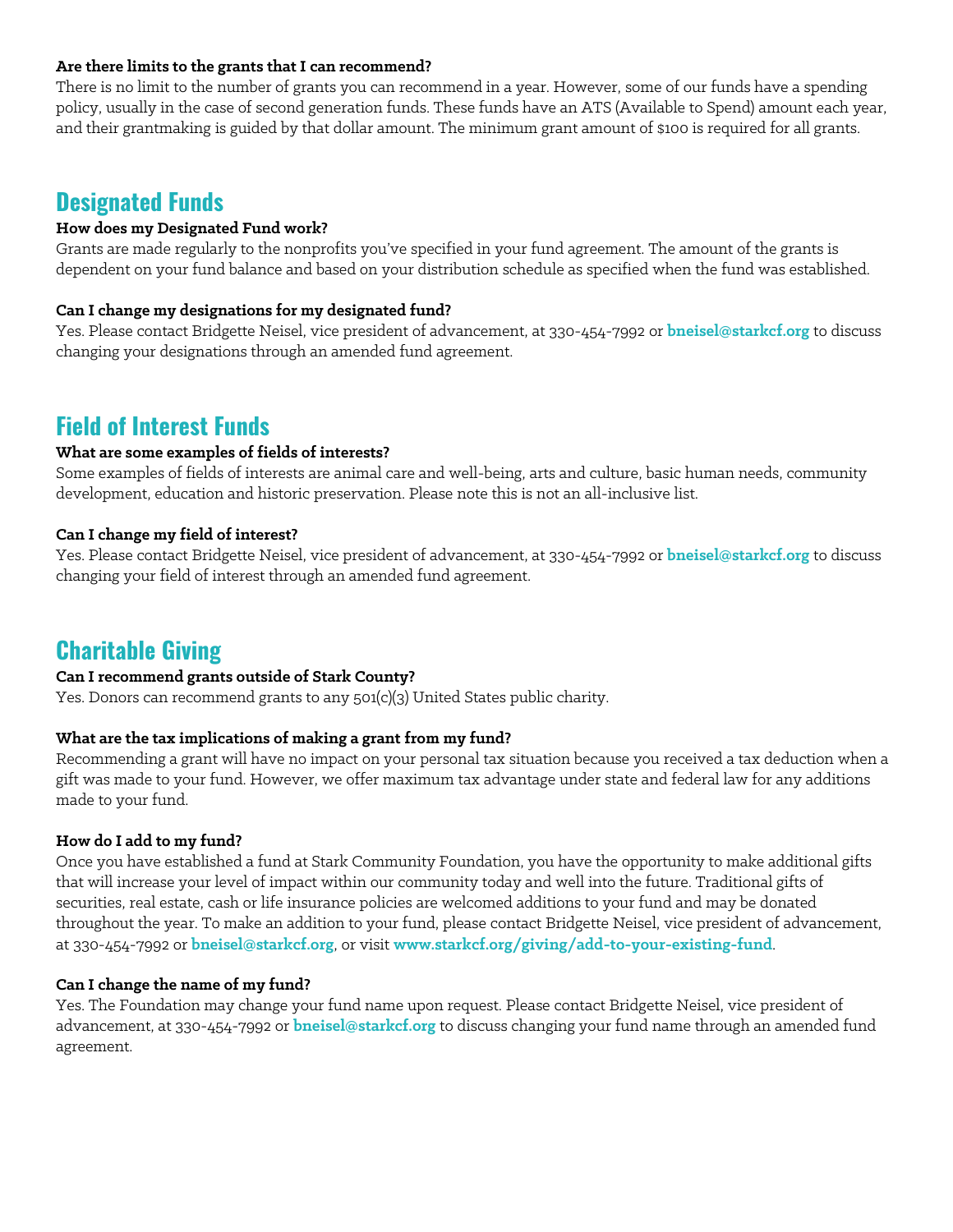**Are there limits to the grants that I can recommend?**
There is no limit to the number of grants you can recommend in a year. However, some of our funds have a spending policy, usually in the case of second generation funds. These funds have an ATS (Available to Spend) amount each year, and their grantmaking is guided by that dollar amount. The minimum grant amount of $100 is required for all grants.

## Designated Funds

**How does my Designated Fund work?**
Grants are made regularly to the nonprofits you've specified in your fund agreement. The amount of the grants is dependent on your fund balance and based on your distribution schedule as specified when the fund was established.

**Can I change my designations for my designated fund?**
Yes. Please contact Bridgette Neisel, vice president of advancement, at 330-454-7992 or **bneisel@starkcf.org** to discuss changing your designations through an amended fund agreement.

## Field of Interest Funds

**What are some examples of fields of interests?**
Some examples of fields of interests are animal care and well-being, arts and culture, basic human needs, community development, education and historic preservation. Please note this is not an all-inclusive list.

**Can I change my field of interest?**
Yes. Please contact Bridgette Neisel, vice president of advancement, at 330-454-7992 or **bneisel@starkcf.org** to discuss changing your field of interest through an amended fund agreement.

## Charitable Giving

**Can I recommend grants outside of Stark County?**
Yes. Donors can recommend grants to any 501(c)(3) United States public charity.

**What are the tax implications of making a grant from my fund?**
Recommending a grant will have no impact on your personal tax situation because you received a tax deduction when a gift was made to your fund. However, we offer maximum tax advantage under state and federal law for any additions made to your fund.

**How do I add to my fund?**
Once you have established a fund at Stark Community Foundation, you have the opportunity to make additional gifts that will increase your level of impact within our community today and well into the future. Traditional gifts of securities, real estate, cash or life insurance policies are welcomed additions to your fund and may be donated throughout the year. To make an addition to your fund, please contact Bridgette Neisel, vice president of advancement, at 330-454-7992 or **bneisel@starkcf.org**, or visit **www.starkcf.org/giving/add-to-your-existing-fund**.

**Can I change the name of my fund?**
Yes. The Foundation may change your fund name upon request. Please contact Bridgette Neisel, vice president of advancement, at 330-454-7992 or **bneisel@starkcf.org** to discuss changing your fund name through an amended fund agreement.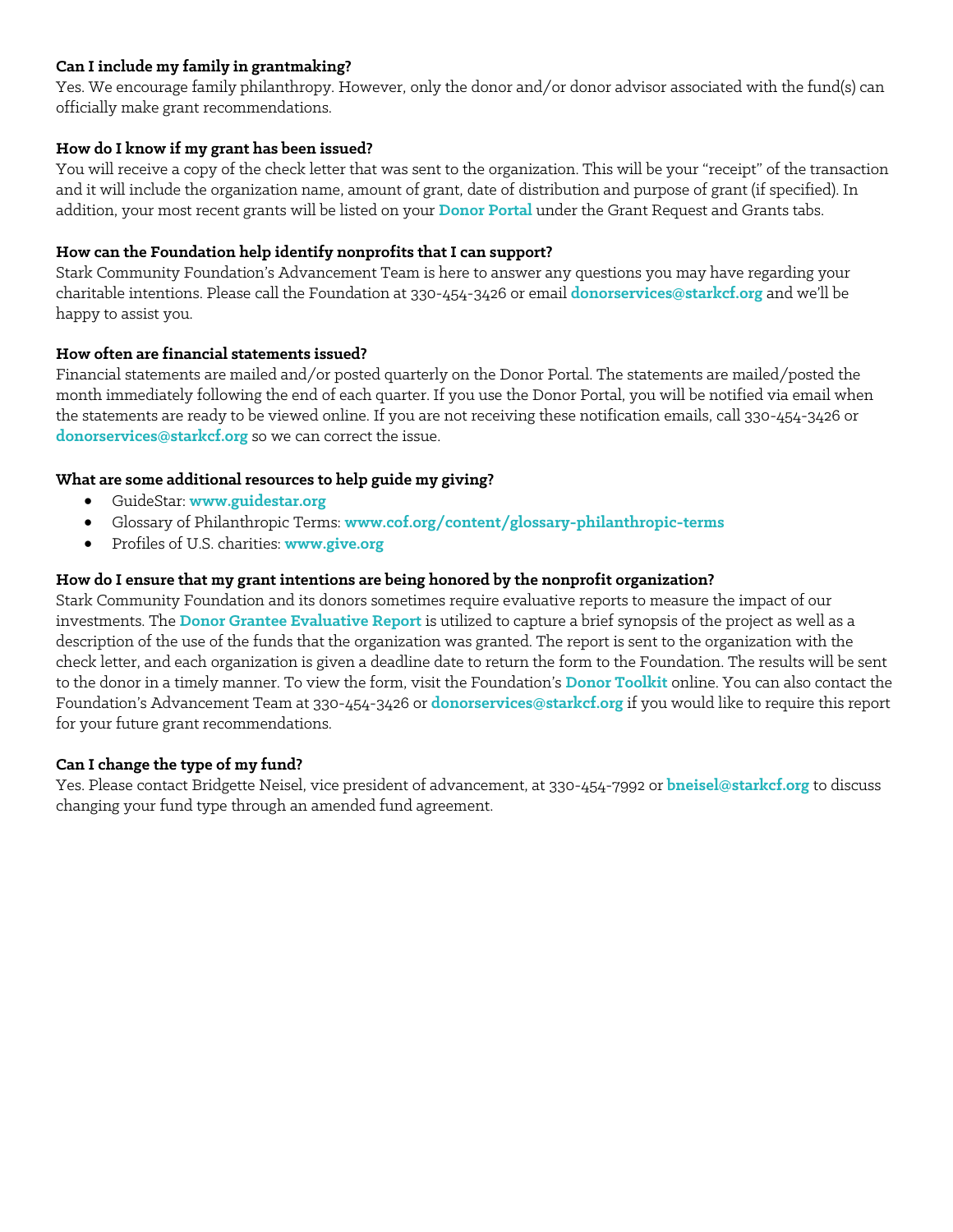**Can I include my family in grantmaking?**
Yes. We encourage family philanthropy. However, only the donor and/or donor advisor associated with the fund(s) can officially make grant recommendations.

**How do I know if my grant has been issued?**
You will receive a copy of the check letter that was sent to the organization. This will be your "receipt" of the transaction and it will include the organization name, amount of grant, date of distribution and purpose of grant (if specified). In addition, your most recent grants will be listed on your **Donor Portal** under the Grant Request and Grants tabs.

**How can the Foundation help identify nonprofits that I can support?**
Stark Community Foundation's Advancement Team is here to answer any questions you may have regarding your charitable intentions. Please call the Foundation at 330-454-3426 or email **donorservices@starkcf.org** and we'll be happy to assist you.

**How often are financial statements issued?**
Financial statements are mailed and/or posted quarterly on the Donor Portal. The statements are mailed/posted the month immediately following the end of each quarter. If you use the Donor Portal, you will be notified via email when the statements are ready to be viewed online. If you are not receiving these notification emails, call 330-454-3426 or **donorservices@starkcf.org** so we can correct the issue.

**What are some additional resources to help guide my giving?**

- GuideStar: **www.guidestar.org**
- Glossary of Philanthropic Terms: **www.cof.org/content/glossary-philanthropic-terms**
- Profiles of U.S. charities: **www.give.org**

**How do I ensure that my grant intentions are being honored by the nonprofit organization?**
Stark Community Foundation and its donors sometimes require evaluative reports to measure the impact of our investments. The **Donor Grantee Evaluative Report** is utilized to capture a brief synopsis of the project as well as a description of the use of the funds that the organization was granted. The report is sent to the organization with the check letter, and each organization is given a deadline date to return the form to the Foundation. The results will be sent to the donor in a timely manner. To view the form, visit the Foundation's **Donor Toolkit** online. You can also contact the Foundation's Advancement Team at 330-454-3426 or **donorservices@starkcf.org** if you would like to require this report for your future grant recommendations.

**Can I change the type of my fund?**
Yes. Please contact Bridgette Neisel, vice president of advancement, at 330-454-7992 or **bneisel@starkcf.org** to discuss changing your fund type through an amended fund agreement.